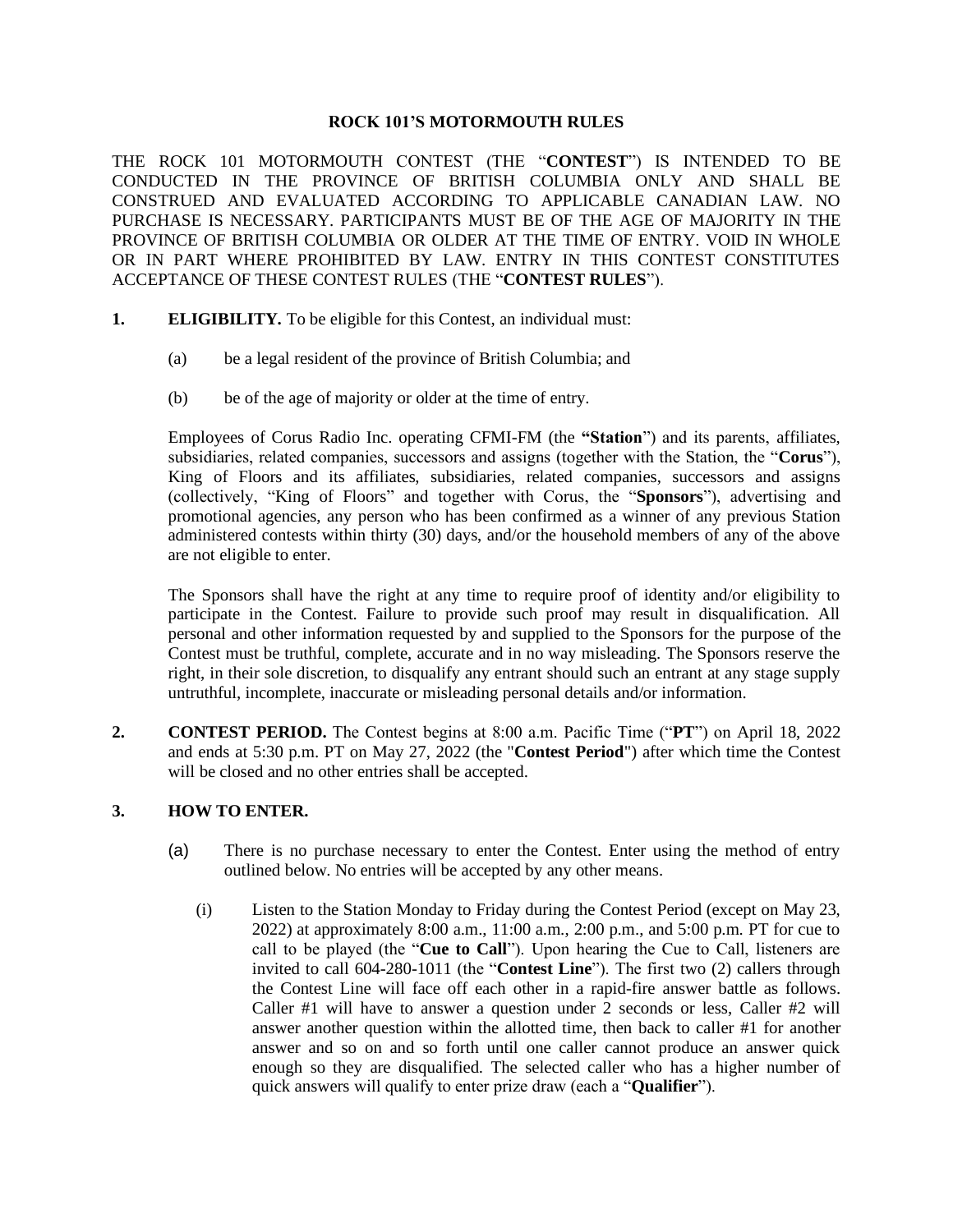# ROCK 101'S MOTORMOUTH RULES

THE ROCK 101 MOTORMOUTH CONTEST (THE "**CONTEST**") IS INTENDED TO BE CONDUCTED IN THE PROVINCE OF BRITISH COLUMBIA ONLY AND SHALL BE CONSTRUED AND EVALUATED ACCORDING TO APPLICABLE CANADIAN LAW. NO PURCHASE IS NECESSARY. PARTICIPANTS MUST BE OF THE AGE OF MAJORITY IN THE PROVINCE OF BRITISH COLUMBIA OR OLDER AT THE TIME OF ENTRY. VOID IN WHOLE OR IN PART WHERE PROHIBITED BY LAW. ENTRY IN THIS CONTEST CONSTITUTES ACCEPTANCE OF THESE CONTEST RULES (THE "**CONTEST RULES**").

**1. ELIGIBILITY.** To be eligible for this Contest, an individual must:

(a) be a legal resident of the province of British Columbia; and

(b) be of the age of majority or older at the time of entry.

Employees of Corus Radio Inc. operating CFMI-FM (the **"Station**") and its parents, affiliates, subsidiaries, related companies, successors and assigns (together with the Station, the "**Corus**"), King of Floors and its affiliates, subsidiaries, related companies, successors and assigns (collectively, "King of Floors" and together with Corus, the "**Sponsors**"), advertising and promotional agencies, any person who has been confirmed as a winner of any previous Station administered contests within thirty (30) days, and/or the household members of any of the above are not eligible to enter.

The Sponsors shall have the right at any time to require proof of identity and/or eligibility to participate in the Contest. Failure to provide such proof may result in disqualification. All personal and other information requested by and supplied to the Sponsors for the purpose of the Contest must be truthful, complete, accurate and in no way misleading. The Sponsors reserve the right, in their sole discretion, to disqualify any entrant should such an entrant at any stage supply untruthful, incomplete, inaccurate or misleading personal details and/or information.

**2. CONTEST PERIOD.** The Contest begins at 8:00 a.m. Pacific Time ("**PT**") on April 18, 2022 and ends at 5:30 p.m. PT on May 27, 2022 (the "**Contest Period**") after which time the Contest will be closed and no other entries shall be accepted.

**3. HOW TO ENTER.**

(a) There is no purchase necessary to enter the Contest. Enter using the method of entry outlined below. No entries will be accepted by any other means.

(i) Listen to the Station Monday to Friday during the Contest Period (except on May 23, 2022) at approximately 8:00 a.m., 11:00 a.m., 2:00 p.m., and 5:00 p.m. PT for cue to call to be played (the "**Cue to Call**"). Upon hearing the Cue to Call, listeners are invited to call 604-280-1011 (the "**Contest Line**"). The first two (2) callers through the Contest Line will face off each other in a rapid-fire answer battle as follows. Caller #1 will have to answer a question under 2 seconds or less, Caller #2 will answer another question within the allotted time, then back to caller #1 for another answer and so on and so forth until one caller cannot produce an answer quick enough so they are disqualified. The selected caller who has a higher number of quick answers will qualify to enter prize draw (each a "**Qualifier**").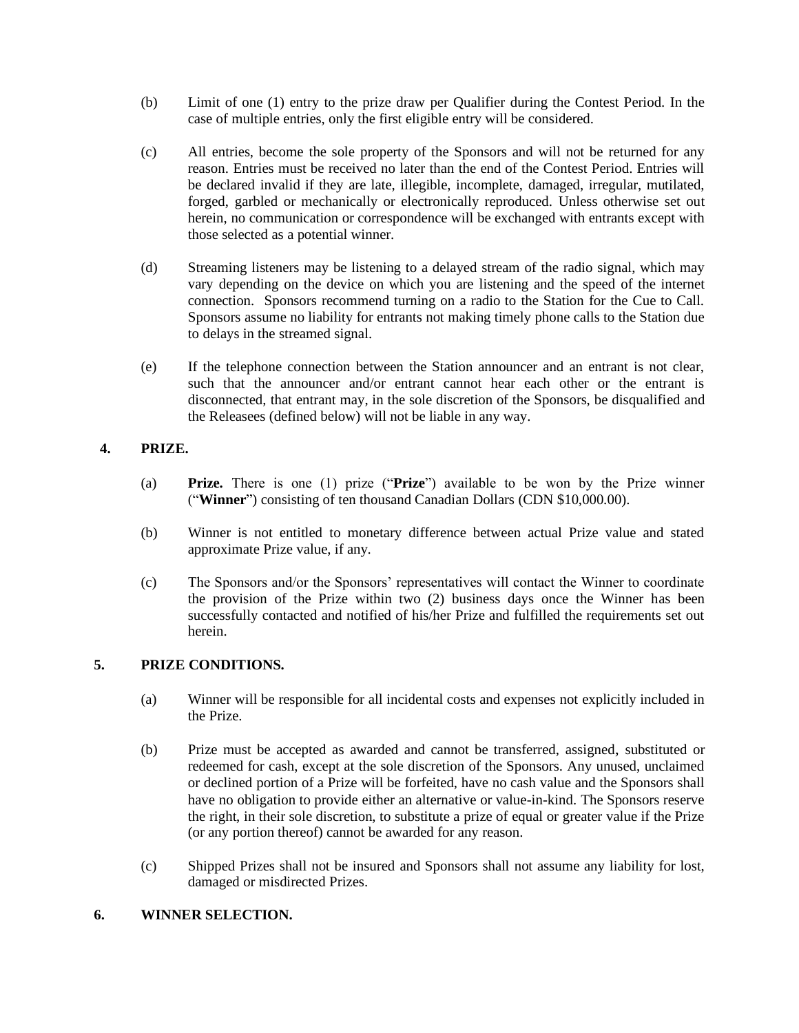(b) Limit of one (1) entry to the prize draw per Qualifier during the Contest Period. In the case of multiple entries, only the first eligible entry will be considered.

(c) All entries, become the sole property of the Sponsors and will not be returned for any reason. Entries must be received no later than the end of the Contest Period. Entries will be declared invalid if they are late, illegible, incomplete, damaged, irregular, mutilated, forged, garbled or mechanically or electronically reproduced. Unless otherwise set out herein, no communication or correspondence will be exchanged with entrants except with those selected as a potential winner.

(d) Streaming listeners may be listening to a delayed stream of the radio signal, which may vary depending on the device on which you are listening and the speed of the internet connection. Sponsors recommend turning on a radio to the Station for the Cue to Call. Sponsors assume no liability for entrants not making timely phone calls to the Station due to delays in the streamed signal.

(e) If the telephone connection between the Station announcer and an entrant is not clear, such that the announcer and/or entrant cannot hear each other or the entrant is disconnected, that entrant may, in the sole discretion of the Sponsors, be disqualified and the Releasees (defined below) will not be liable in any way.

## 4. PRIZE.

(a) **Prize.** There is one (1) prize ("**Prize**") available to be won by the Prize winner ("**Winner**") consisting of ten thousand Canadian Dollars (CDN $10,000.00).

(b) Winner is not entitled to monetary difference between actual Prize value and stated approximate Prize value, if any.

(c) The Sponsors and/or the Sponsors' representatives will contact the Winner to coordinate the provision of the Prize within two (2) business days once the Winner has been successfully contacted and notified of his/her Prize and fulfilled the requirements set out herein.

## 5. PRIZE CONDITIONS.

(a) Winner will be responsible for all incidental costs and expenses not explicitly included in the Prize.

(b) Prize must be accepted as awarded and cannot be transferred, assigned, substituted or redeemed for cash, except at the sole discretion of the Sponsors. Any unused, unclaimed or declined portion of a Prize will be forfeited, have no cash value and the Sponsors shall have no obligation to provide either an alternative or value-in-kind. The Sponsors reserve the right, in their sole discretion, to substitute a prize of equal or greater value if the Prize (or any portion thereof) cannot be awarded for any reason.

(c) Shipped Prizes shall not be insured and Sponsors shall not assume any liability for lost, damaged or misdirected Prizes.

## 6. WINNER SELECTION.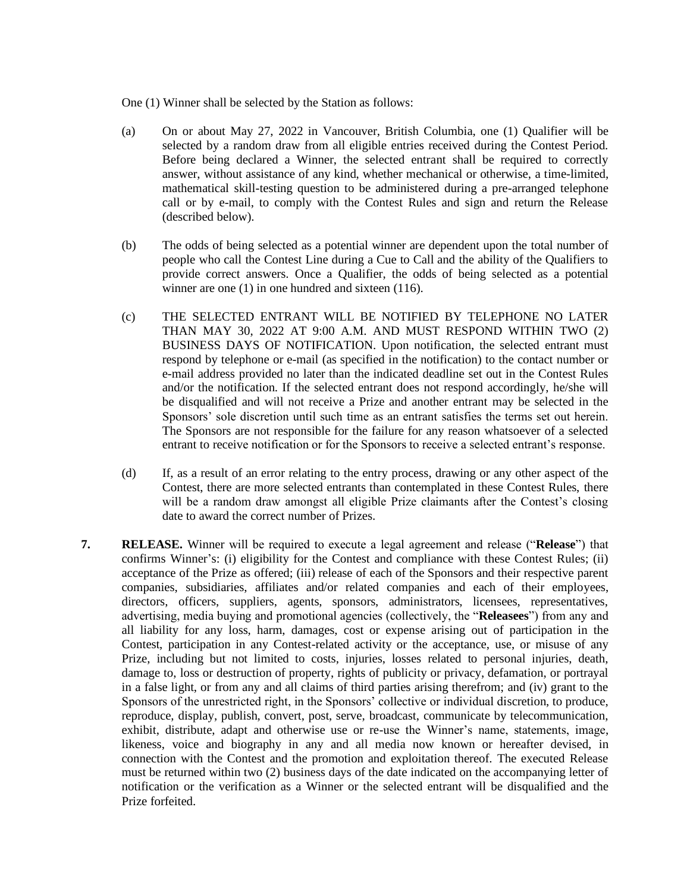One (1) Winner shall be selected by the Station as follows:

(a) On or about May 27, 2022 in Vancouver, British Columbia, one (1) Qualifier will be selected by a random draw from all eligible entries received during the Contest Period. Before being declared a Winner, the selected entrant shall be required to correctly answer, without assistance of any kind, whether mechanical or otherwise, a time-limited, mathematical skill-testing question to be administered during a pre-arranged telephone call or by e-mail, to comply with the Contest Rules and sign and return the Release (described below).

(b) The odds of being selected as a potential winner are dependent upon the total number of people who call the Contest Line during a Cue to Call and the ability of the Qualifiers to provide correct answers. Once a Qualifier, the odds of being selected as a potential winner are one (1) in one hundred and sixteen (116).

(c) THE SELECTED ENTRANT WILL BE NOTIFIED BY TELEPHONE NO LATER THAN MAY 30, 2022 AT 9:00 A.M. AND MUST RESPOND WITHIN TWO (2) BUSINESS DAYS OF NOTIFICATION. Upon notification, the selected entrant must respond by telephone or e-mail (as specified in the notification) to the contact number or e-mail address provided no later than the indicated deadline set out in the Contest Rules and/or the notification. If the selected entrant does not respond accordingly, he/she will be disqualified and will not receive a Prize and another entrant may be selected in the Sponsors' sole discretion until such time as an entrant satisfies the terms set out herein. The Sponsors are not responsible for the failure for any reason whatsoever of a selected entrant to receive notification or for the Sponsors to receive a selected entrant's response.

(d) If, as a result of an error relating to the entry process, drawing or any other aspect of the Contest, there are more selected entrants than contemplated in these Contest Rules, there will be a random draw amongst all eligible Prize claimants after the Contest's closing date to award the correct number of Prizes.

**7.** **RELEASE.** Winner will be required to execute a legal agreement and release ("**Release**") that confirms Winner's: (i) eligibility for the Contest and compliance with these Contest Rules; (ii) acceptance of the Prize as offered; (iii) release of each of the Sponsors and their respective parent companies, subsidiaries, affiliates and/or related companies and each of their employees, directors, officers, suppliers, agents, sponsors, administrators, licensees, representatives, advertising, media buying and promotional agencies (collectively, the "**Releasees**") from any and all liability for any loss, harm, damages, cost or expense arising out of participation in the Contest, participation in any Contest-related activity or the acceptance, use, or misuse of any Prize, including but not limited to costs, injuries, losses related to personal injuries, death, damage to, loss or destruction of property, rights of publicity or privacy, defamation, or portrayal in a false light, or from any and all claims of third parties arising therefrom; and (iv) grant to the Sponsors of the unrestricted right, in the Sponsors' collective or individual discretion, to produce, reproduce, display, publish, convert, post, serve, broadcast, communicate by telecommunication, exhibit, distribute, adapt and otherwise use or re-use the Winner's name, statements, image, likeness, voice and biography in any and all media now known or hereafter devised, in connection with the Contest and the promotion and exploitation thereof. The executed Release must be returned within two (2) business days of the date indicated on the accompanying letter of notification or the verification as a Winner or the selected entrant will be disqualified and the Prize forfeited.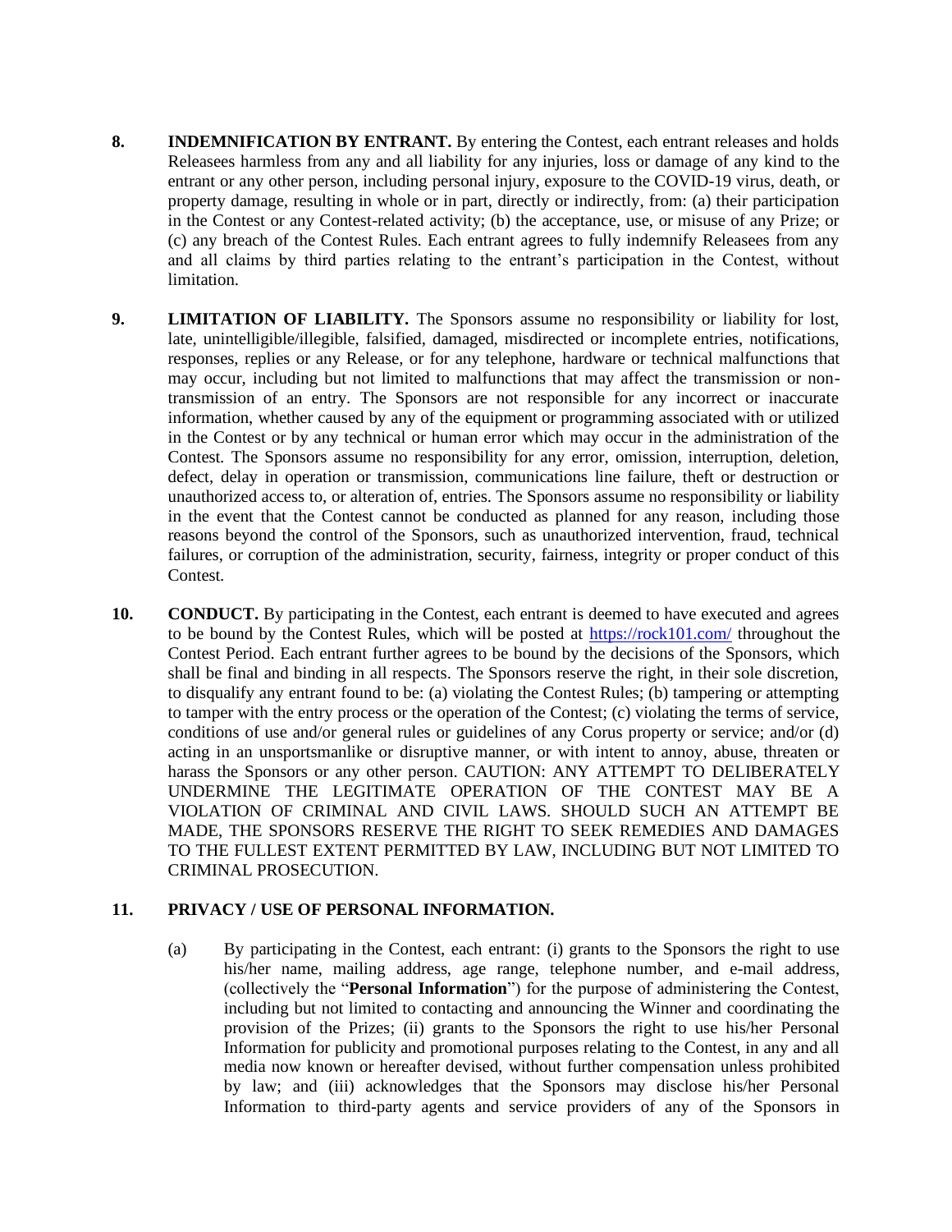**8. INDEMNIFICATION BY ENTRANT.** By entering the Contest, each entrant releases and holds Releasees harmless from any and all liability for any injuries, loss or damage of any kind to the entrant or any other person, including personal injury, exposure to the COVID-19 virus, death, or property damage, resulting in whole or in part, directly or indirectly, from: (a) their participation in the Contest or any Contest-related activity; (b) the acceptance, use, or misuse of any Prize; or (c) any breach of the Contest Rules. Each entrant agrees to fully indemnify Releasees from any and all claims by third parties relating to the entrant's participation in the Contest, without limitation.

**9. LIMITATION OF LIABILITY.** The Sponsors assume no responsibility or liability for lost, late, unintelligible/illegible, falsified, damaged, misdirected or incomplete entries, notifications, responses, replies or any Release, or for any telephone, hardware or technical malfunctions that may occur, including but not limited to malfunctions that may affect the transmission or non-transmission of an entry. The Sponsors are not responsible for any incorrect or inaccurate information, whether caused by any of the equipment or programming associated with or utilized in the Contest or by any technical or human error which may occur in the administration of the Contest. The Sponsors assume no responsibility for any error, omission, interruption, deletion, defect, delay in operation or transmission, communications line failure, theft or destruction or unauthorized access to, or alteration of, entries. The Sponsors assume no responsibility or liability in the event that the Contest cannot be conducted as planned for any reason, including those reasons beyond the control of the Sponsors, such as unauthorized intervention, fraud, technical failures, or corruption of the administration, security, fairness, integrity or proper conduct of this Contest.

**10. CONDUCT.** By participating in the Contest, each entrant is deemed to have executed and agrees to be bound by the Contest Rules, which will be posted at https://rock101.com/ throughout the Contest Period. Each entrant further agrees to be bound by the decisions of the Sponsors, which shall be final and binding in all respects. The Sponsors reserve the right, in their sole discretion, to disqualify any entrant found to be: (a) violating the Contest Rules; (b) tampering or attempting to tamper with the entry process or the operation of the Contest; (c) violating the terms of service, conditions of use and/or general rules or guidelines of any Corus property or service; and/or (d) acting in an unsportsmanlike or disruptive manner, or with intent to annoy, abuse, threaten or harass the Sponsors or any other person. CAUTION: ANY ATTEMPT TO DELIBERATELY UNDERMINE THE LEGITIMATE OPERATION OF THE CONTEST MAY BE A VIOLATION OF CRIMINAL AND CIVIL LAWS. SHOULD SUCH AN ATTEMPT BE MADE, THE SPONSORS RESERVE THE RIGHT TO SEEK REMEDIES AND DAMAGES TO THE FULLEST EXTENT PERMITTED BY LAW, INCLUDING BUT NOT LIMITED TO CRIMINAL PROSECUTION.

**11. PRIVACY / USE OF PERSONAL INFORMATION.**

(a) By participating in the Contest, each entrant: (i) grants to the Sponsors the right to use his/her name, mailing address, age range, telephone number, and e-mail address, (collectively the "**Personal Information**") for the purpose of administering the Contest, including but not limited to contacting and announcing the Winner and coordinating the provision of the Prizes; (ii) grants to the Sponsors the right to use his/her Personal Information for publicity and promotional purposes relating to the Contest, in any and all media now known or hereafter devised, without further compensation unless prohibited by law; and (iii) acknowledges that the Sponsors may disclose his/her Personal Information to third-party agents and service providers of any of the Sponsors in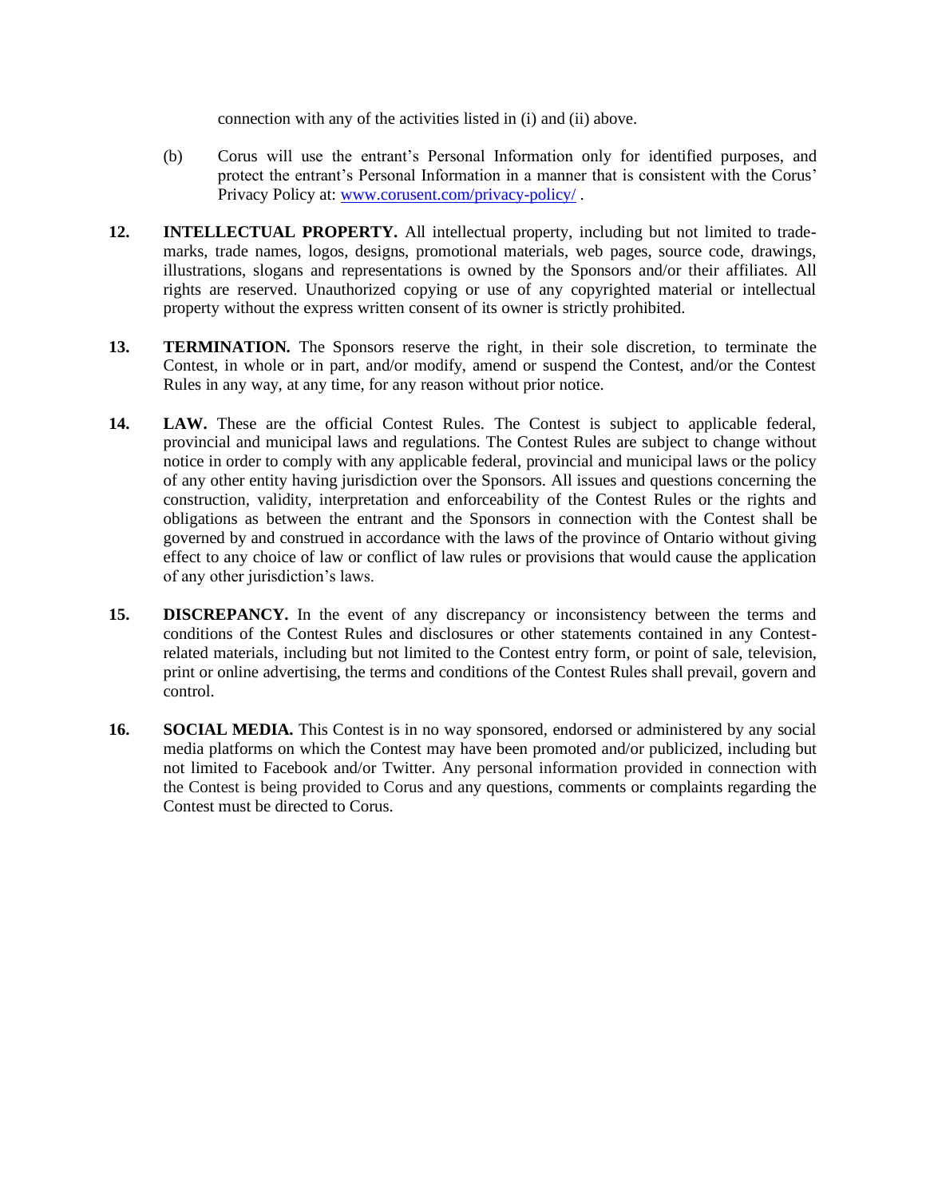connection with any of the activities listed in (i) and (ii) above.

(b) Corus will use the entrant's Personal Information only for identified purposes, and protect the entrant's Personal Information in a manner that is consistent with the Corus' Privacy Policy at: [www.corusent.com/privacy-policy/](www.corusent.com/privacy-policy/) .

**12. INTELLECTUAL PROPERTY.** All intellectual property, including but not limited to trade-marks, trade names, logos, designs, promotional materials, web pages, source code, drawings, illustrations, slogans and representations is owned by the Sponsors and/or their affiliates. All rights are reserved. Unauthorized copying or use of any copyrighted material or intellectual property without the express written consent of its owner is strictly prohibited.

**13. TERMINATION.** The Sponsors reserve the right, in their sole discretion, to terminate the Contest, in whole or in part, and/or modify, amend or suspend the Contest, and/or the Contest Rules in any way, at any time, for any reason without prior notice.

**14. LAW.** These are the official Contest Rules. The Contest is subject to applicable federal, provincial and municipal laws and regulations. The Contest Rules are subject to change without notice in order to comply with any applicable federal, provincial and municipal laws or the policy of any other entity having jurisdiction over the Sponsors. All issues and questions concerning the construction, validity, interpretation and enforceability of the Contest Rules or the rights and obligations as between the entrant and the Sponsors in connection with the Contest shall be governed by and construed in accordance with the laws of the province of Ontario without giving effect to any choice of law or conflict of law rules or provisions that would cause the application of any other jurisdiction's laws.

**15. DISCREPANCY.** In the event of any discrepancy or inconsistency between the terms and conditions of the Contest Rules and disclosures or other statements contained in any Contest-related materials, including but not limited to the Contest entry form, or point of sale, television, print or online advertising, the terms and conditions of the Contest Rules shall prevail, govern and control.

**16. SOCIAL MEDIA.** This Contest is in no way sponsored, endorsed or administered by any social media platforms on which the Contest may have been promoted and/or publicized, including but not limited to Facebook and/or Twitter. Any personal information provided in connection with the Contest is being provided to Corus and any questions, comments or complaints regarding the Contest must be directed to Corus.